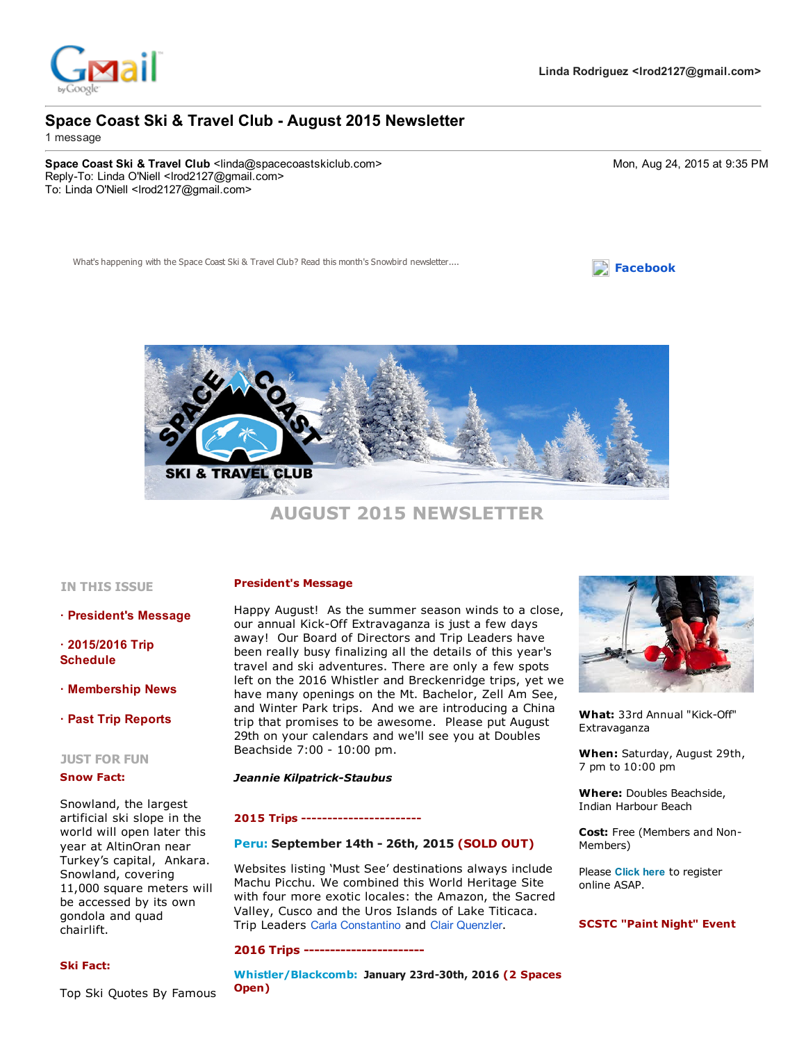Linda Rodriguez <lrod2127@gmail.com>

# Space Coast Ski & Travel Club - August 2015 Newsletter

1 message

**Space Coast Ski & Travel Club** <linda@spacecoastskiclub.com>
Reply-To: Linda O'Niell <lrod2127@gmail.com>
To: Linda O'Niell <lrod2127@gmail.com>

Mon, Aug 24, 2015 at 9:35 PM

What's happening with the Space Coast Ski & Travel Club? Read this month's Snowbird newsletter....

**Facebook**

SPACE COAST SKI & TRAVEL CLUB

## AUGUST 2015 NEWSLETTER

### IN THIS ISSUE

- **President's Message**
- **2015/2016 Trip Schedule**
- **Membership News**
- **Past Trip Reports**

### JUST FOR FUN

**Snow Fact:**

Snowland, the largest artificial ski slope in the world will open later this year at AltinOran near Turkey's capital, Ankara. Snowland, covering 11,000 square meters will be accessed by its own gondola and quad chairlift.

**Ski Fact:**

Top Ski Quotes By Famous

### President's Message

Happy August! As the summer season winds to a close, our annual Kick-Off Extravaganza is just a few days away! Our Board of Directors and Trip Leaders have been really busy finalizing all the details of this year's travel and ski adventures. There are only a few spots left on the 2016 Whistler and Breckenridge trips, yet we have many openings on the Mt. Bachelor, Zell Am See, and Winter Park trips. And we are introducing a China trip that promises to be awesome. Please put August 29th on your calendars and we'll see you at Doubles Beachside 7:00 - 10:00 pm.

***Jeannie Kilpatrick-Staubus***

**2015 Trips -----------------------**

**Peru: September 14th - 26th, 2015 (SOLD OUT)**

Websites listing 'Must See' destinations always include Machu Picchu. We combined this World Heritage Site with four more exotic locales: the Amazon, the Sacred Valley, Cusco and the Uros Islands of Lake Titicaca. Trip Leaders Carla Constantino and Clair Quenzler.

**2016 Trips -----------------------**

**Whistler/Blackcomb: January 23rd-30th, 2016 (2 Spaces Open)**

**What:** 33rd Annual "Kick-Off" Extravaganza

**When:** Saturday, August 29th, 7 pm to 10:00 pm

**Where:** Doubles Beachside, Indian Harbour Beach

**Cost:** Free (Members and Non-Members)

Please **Click here** to register online ASAP.

**SCSTC "Paint Night" Event**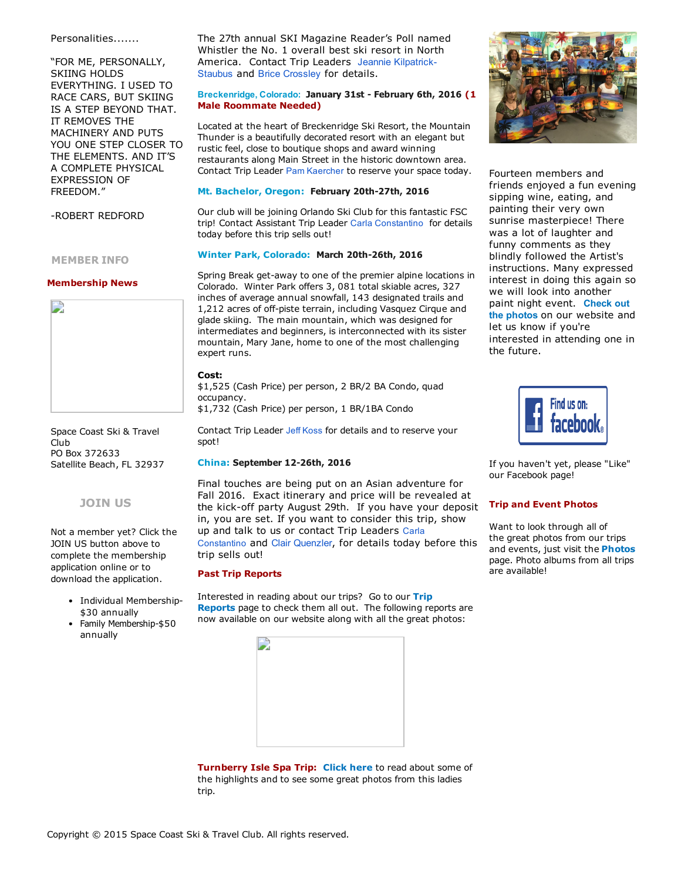Personalities.......

"FOR ME, PERSONALLY, SKIING HOLDS EVERYTHING. I USED TO RACE CARS, BUT SKIING IS A STEP BEYOND THAT. IT REMOVES THE MACHINERY AND PUTS YOU ONE STEP CLOSER TO THE ELEMENTS. AND IT'S A COMPLETE PHYSICAL EXPRESSION OF FREEDOM."

-ROBERT REDFORD

## MEMBER INFO

### Membership News

Space Coast Ski & Travel Club
PO Box 372633
Satellite Beach, FL 32937

## JOIN US

Not a member yet? Click the JOIN US button above to complete the membership application online or to download the application.

- Individual Membership-$30 annually
- Family Membership-$50 annually

The 27th annual SKI Magazine Reader's Poll named Whistler the No. 1 overall best ski resort in North America. Contact Trip Leaders Jeannie Kilpatrick-Staubus and Brice Crossley for details.

**Breckenridge, Colorado: January 31st - February 6th, 2016 (1 Male Roommate Needed)**

Located at the heart of Breckenridge Ski Resort, the Mountain Thunder is a beautifully decorated resort with an elegant but rustic feel, close to boutique shops and award winning restaurants along Main Street in the historic downtown area. Contact Trip Leader Pam Kaercher to reserve your space today.

**Mt. Bachelor, Oregon: February 20th-27th, 2016**

Our club will be joining Orlando Ski Club for this fantastic FSC trip! Contact Assistant Trip Leader Carla Constantino for details today before this trip sells out!

**Winter Park, Colorado: March 20th-26th, 2016**

Spring Break get-away to one of the premier alpine locations in Colorado. Winter Park offers 3, 081 total skiable acres, 327 inches of average annual snowfall, 143 designated trails and 1,212 acres of off-piste terrain, including Vasquez Cirque and glade skiing. The main mountain, which was designed for intermediates and beginners, is interconnected with its sister mountain, Mary Jane, home to one of the most challenging expert runs.

**Cost:**
$1,525 (Cash Price) per person, 2 BR/2 BA Condo, quad occupancy.
$1,732 (Cash Price) per person, 1 BR/1BA Condo

Contact Trip Leader Jeff Koss for details and to reserve your spot!

**China: September 12-26th, 2016**

Final touches are being put on an Asian adventure for Fall 2016. Exact itinerary and price will be revealed at the kick-off party August 29th. If you have your deposit in, you are set. If you want to consider this trip, show up and talk to us or contact Trip Leaders Carla Constantino and Clair Quenzler, for details today before this trip sells out!

### Past Trip Reports

Interested in reading about our trips? Go to our **Trip Reports** page to check them all out. The following reports are now available on our website along with all the great photos:

**Turnberry Isle Spa Trip:** **Click here** to read about some of the highlights and to see some great photos from this ladies trip.

Fourteen members and friends enjoyed a fun evening sipping wine, eating, and painting their very own sunrise masterpiece! There was a lot of laughter and funny comments as they blindly followed the Artist's instructions. Many expressed interest in doing this again so we will look into another paint night event. **Check out the photos** on our website and let us know if you're interested in attending one in the future.

If you haven't yet, please "Like" our Facebook page!

### Trip and Event Photos

Want to look through all of the great photos from our trips and events, just visit the **Photos** page. Photo albums from all trips are available!

Copyright © 2015 Space Coast Ski & Travel Club. All rights reserved.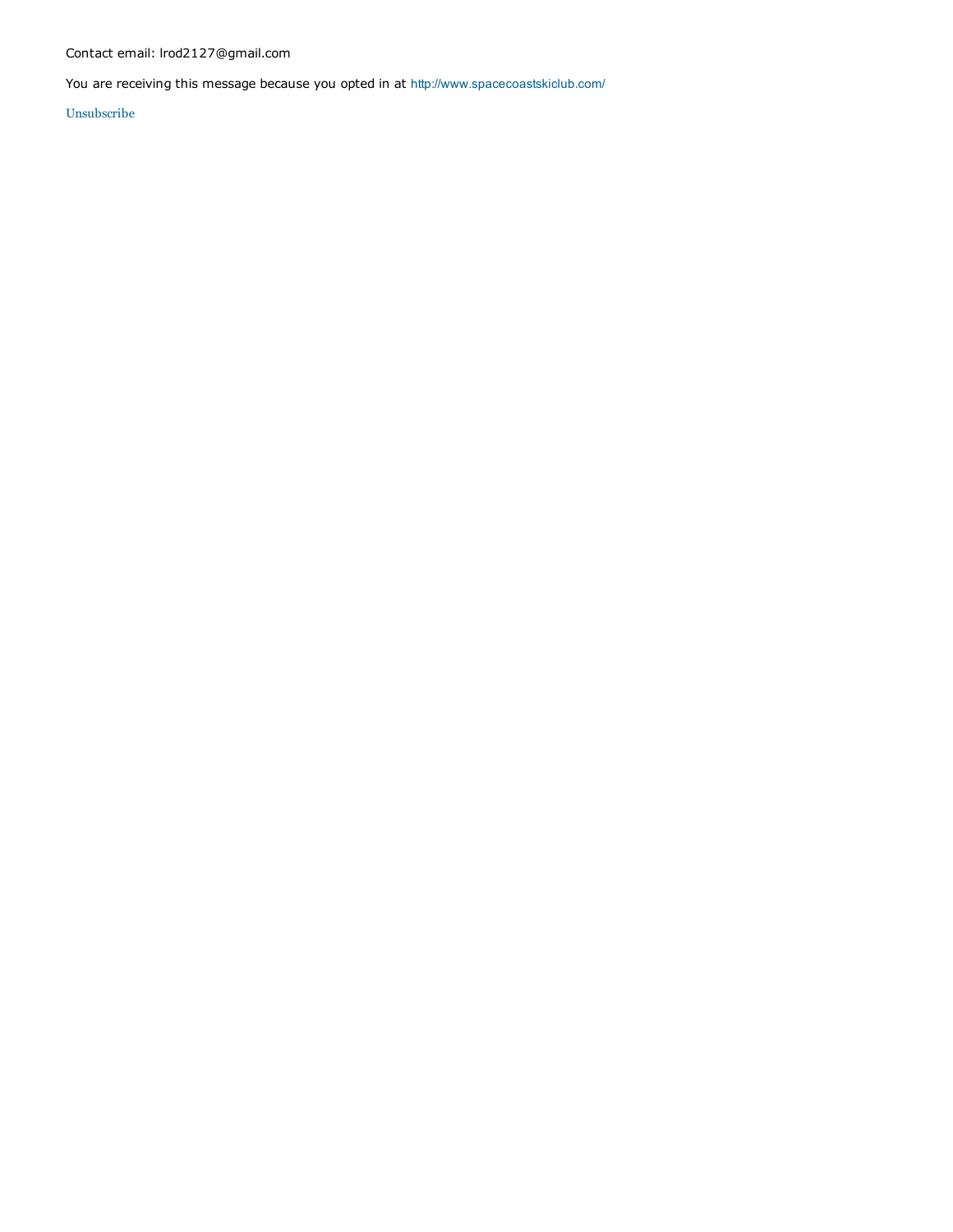Contact email: lrod2127@gmail.com

You are receiving this message because you opted in at http://www.spacecoastskiclub.com/

Unsubscribe